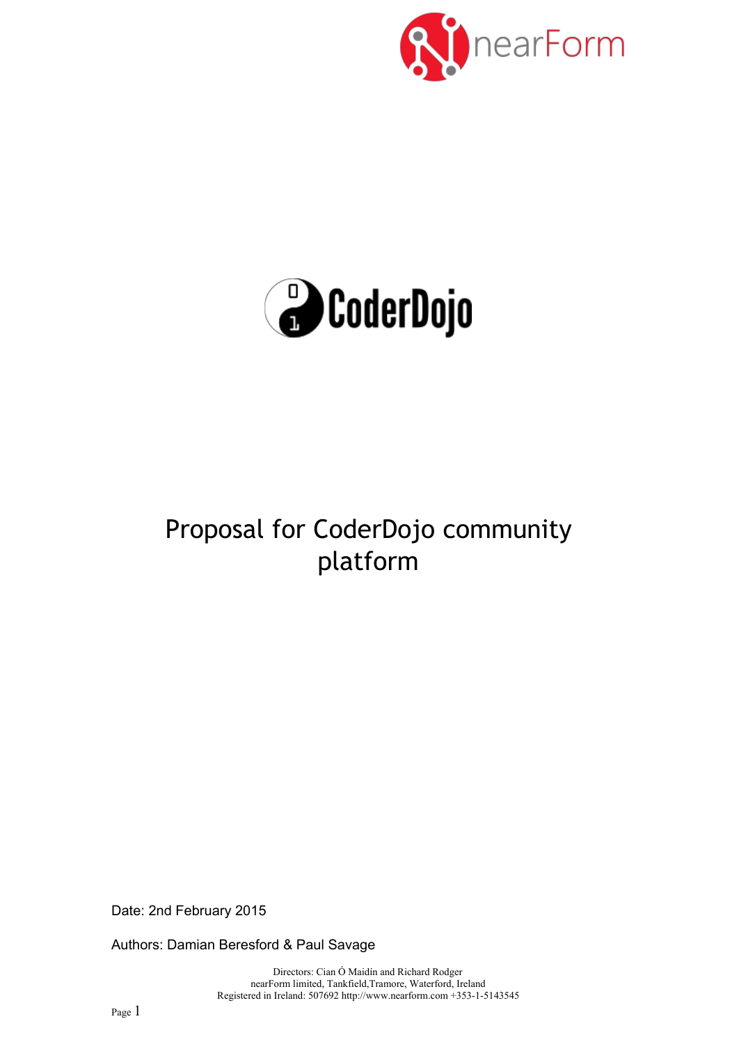# Proposal for CoderDojo community platform

Date: 2nd February 2015

Authors: Damian Beresford & Paul Savage

Directors: Cian Ó Maidín and Richard Rodger
nearForm limited, Tankfield,Tramore, Waterford, Ireland
Registered in Ireland: 507692 http://www.nearform.com +353-1-5143545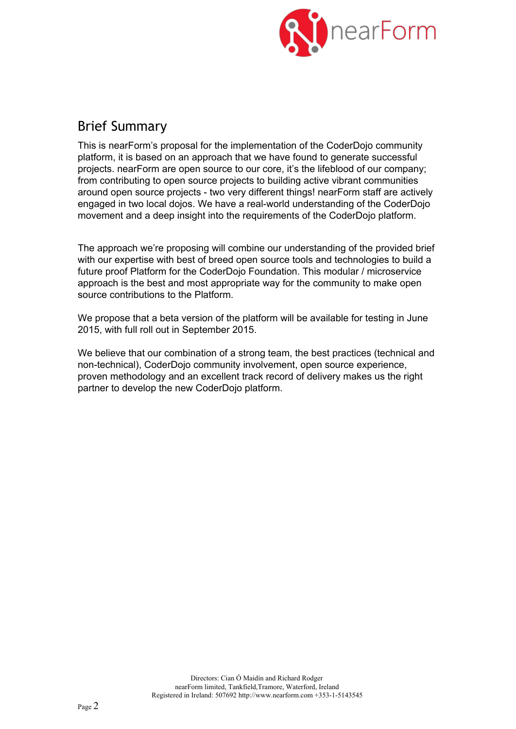## Brief Summary

This is nearForm's proposal for the implementation of the CoderDojo community platform, it is based on an approach that we have found to generate successful projects. nearForm are open source to our core, it's the lifeblood of our company; from contributing to open source projects to building active vibrant communities around open source projects - two very different things! nearForm staff are actively engaged in two local dojos. We have a real-world understanding of the CoderDojo movement and a deep insight into the requirements of the CoderDojo platform.

The approach we're proposing will combine our understanding of the provided brief with our expertise with best of breed open source tools and technologies to build a future proof Platform for the CoderDojo Foundation. This modular / microservice approach is the best and most appropriate way for the community to make open source contributions to the Platform.

We propose that a beta version of the platform will be available for testing in June 2015, with full roll out in September 2015.

We believe that our combination of a strong team, the best practices (technical and non-technical), CoderDojo community involvement, open source experience, proven methodology and an excellent track record of delivery makes us the right partner to develop the new CoderDojo platform.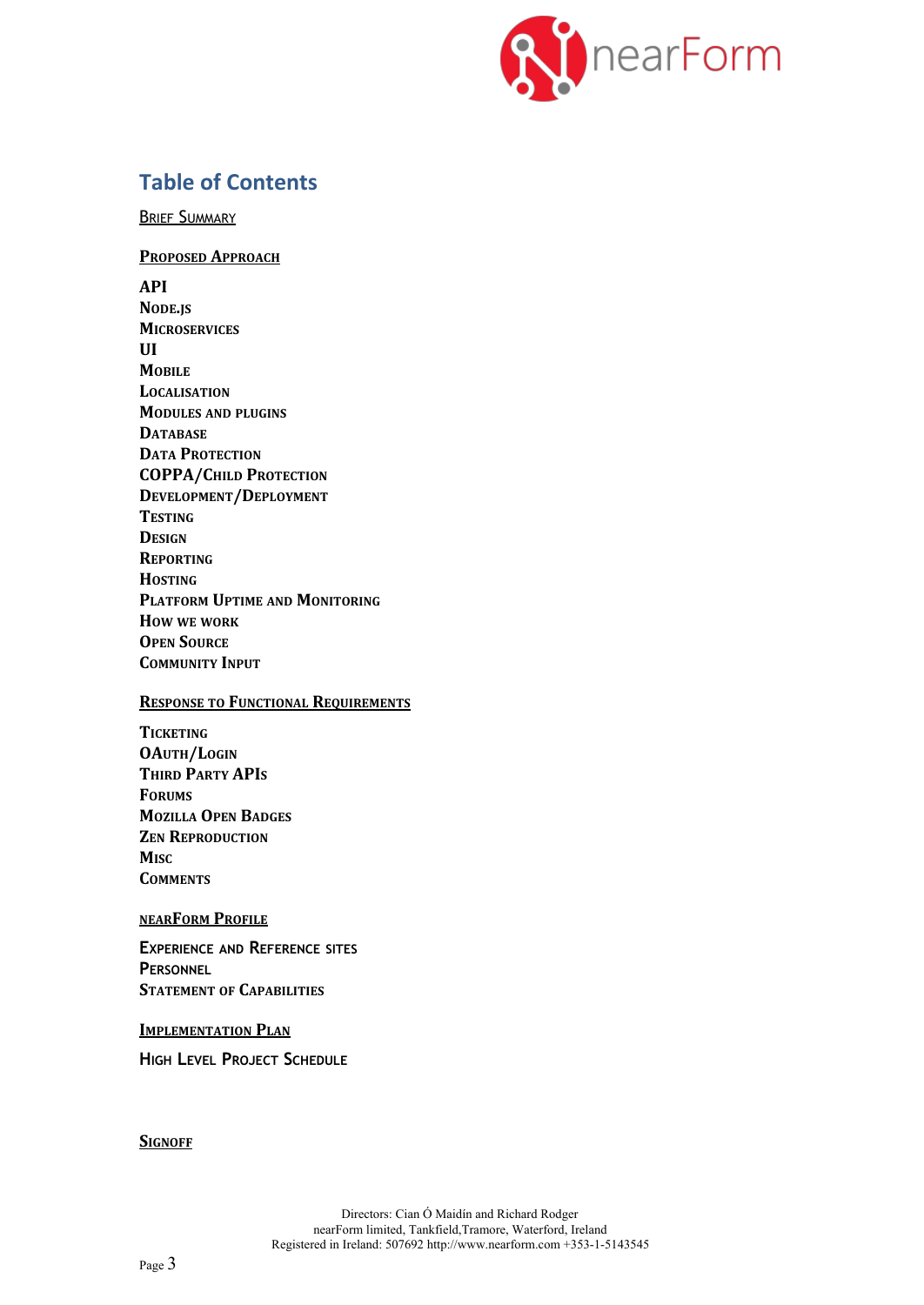## Table of Contents

BRIEF SUMMARY

**PROPOSED APPROACH**

**API**
**NODE.JS**
**MICROSERVICES**
**UI**
**MOBILE**
**LOCALISATION**
**MODULES AND PLUGINS**
**DATABASE**
**DATA PROTECTION**
**COPPA/CHILD PROTECTION**
**DEVELOPMENT/DEPLOYMENT**
**TESTING**
**DESIGN**
**REPORTING**
**HOSTING**
**PLATFORM UPTIME AND MONITORING**
**HOW WE WORK**
**OPEN SOURCE**
**COMMUNITY INPUT**

**RESPONSE TO FUNCTIONAL REQUIREMENTS**

**TICKETING**
**OAUTH/LOGIN**
**THIRD PARTY APIS**
**FORUMS**
**MOZILLA OPEN BADGES**
**ZEN REPRODUCTION**
**MISC**
**COMMENTS**

**NEARFORM PROFILE**

EXPERIENCE AND REFERENCE SITES
PERSONNEL
STATEMENT OF CAPABILITIES

IMPLEMENTATION PLAN

HIGH LEVEL PROJECT SCHEDULE

**SIGNOFF**

Directors: Cian Ó Maidín and Richard Rodger
nearForm limited, Tankfield,Tramore, Waterford, Ireland
Registered in Ireland: 507692 http://www.nearform.com +353-1-5143545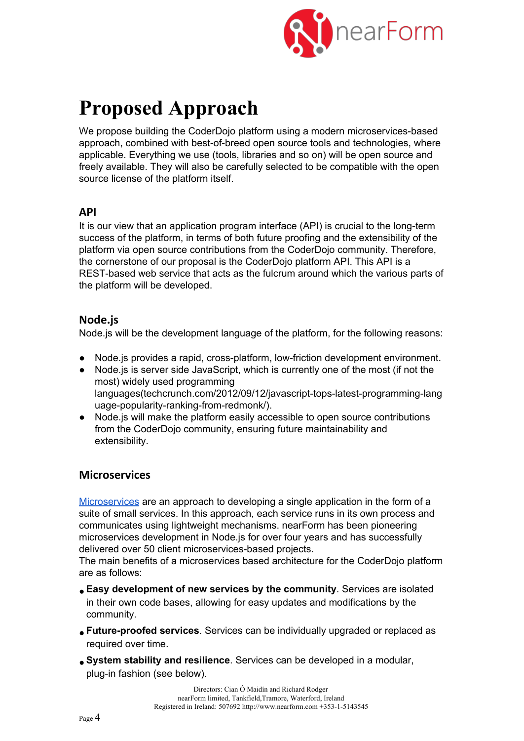# Proposed Approach

We propose building the CoderDojo platform using a modern microservices-based approach, combined with best-of-breed open source tools and technologies, where applicable. Everything we use (tools, libraries and so on) will be open source and freely available. They will also be carefully selected to be compatible with the open source license of the platform itself.

## API

It is our view that an application program interface (API) is crucial to the long-term success of the platform, in terms of both future proofing and the extensibility of the platform via open source contributions from the CoderDojo community. Therefore, the cornerstone of our proposal is the CoderDojo platform API. This API is a REST-based web service that acts as the fulcrum around which the various parts of the platform will be developed.

## Node.js

Node.js will be the development language of the platform, for the following reasons:

- Node.js provides a rapid, cross-platform, low-friction development environment.
- Node.js is server side JavaScript, which is currently one of the most (if not the most) widely used programming languages(techcrunch.com/2012/09/12/javascript-tops-latest-programming-language-popularity-ranking-from-redmonk/).
- Node.js will make the platform easily accessible to open source contributions from the CoderDojo community, ensuring future maintainability and extensibility.

## Microservices

Microservices are an approach to developing a single application in the form of a suite of small services. In this approach, each service runs in its own process and communicates using lightweight mechanisms. nearForm has been pioneering microservices development in Node.js for over four years and has successfully delivered over 50 client microservices-based projects.
The main benefits of a microservices based architecture for the CoderDojo platform are as follows:

- **Easy development of new services by the community**. Services are isolated in their own code bases, allowing for easy updates and modifications by the community.
- **Future-proofed services**. Services can be individually upgraded or replaced as required over time.
- **System stability and resilience**. Services can be developed in a modular, plug-in fashion (see below).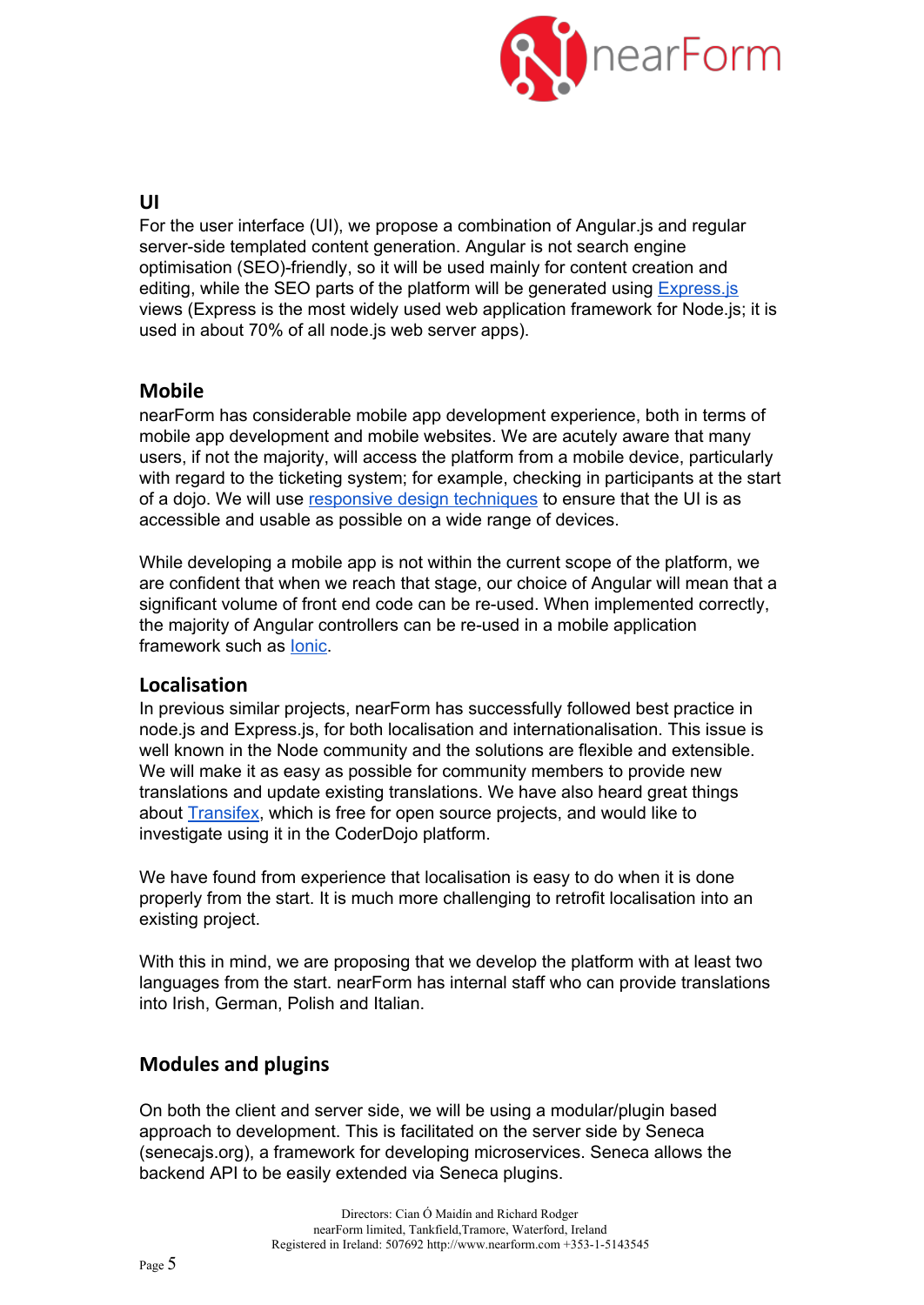## UI

For the user interface (UI), we propose a combination of Angular.js and regular server-side templated content generation. Angular is not search engine optimisation (SEO)-friendly, so it will be used mainly for content creation and editing, while the SEO parts of the platform will be generated using Express.js views (Express is the most widely used web application framework for Node.js; it is used in about 70% of all node.js web server apps).

## Mobile

nearForm has considerable mobile app development experience, both in terms of mobile app development and mobile websites. We are acutely aware that many users, if not the majority, will access the platform from a mobile device, particularly with regard to the ticketing system; for example, checking in participants at the start of a dojo. We will use responsive design techniques to ensure that the UI is as accessible and usable as possible on a wide range of devices.

While developing a mobile app is not within the current scope of the platform, we are confident that when we reach that stage, our choice of Angular will mean that a significant volume of front end code can be re-used. When implemented correctly, the majority of Angular controllers can be re-used in a mobile application framework such as Ionic.

## Localisation

In previous similar projects, nearForm has successfully followed best practice in node.js and Express.js, for both localisation and internationalisation. This issue is well known in the Node community and the solutions are flexible and extensible. We will make it as easy as possible for community members to provide new translations and update existing translations. We have also heard great things about Transifex, which is free for open source projects, and would like to investigate using it in the CoderDojo platform.

We have found from experience that localisation is easy to do when it is done properly from the start. It is much more challenging to retrofit localisation into an existing project.

With this in mind, we are proposing that we develop the platform with at least two languages from the start. nearForm has internal staff who can provide translations into Irish, German, Polish and Italian.

## Modules and plugins

On both the client and server side, we will be using a modular/plugin based approach to development. This is facilitated on the server side by Seneca (senecajs.org), a framework for developing microservices. Seneca allows the backend API to be easily extended via Seneca plugins.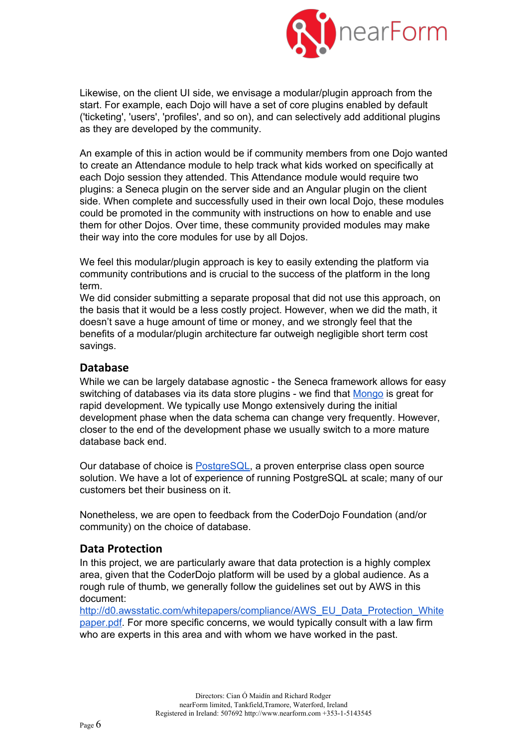Likewise, on the client UI side, we envisage a modular/plugin approach from the start. For example, each Dojo will have a set of core plugins enabled by default ('ticketing', 'users', 'profiles', and so on), and can selectively add additional plugins as they are developed by the community.

An example of this in action would be if community members from one Dojo wanted to create an Attendance module to help track what kids worked on specifically at each Dojo session they attended. This Attendance module would require two plugins: a Seneca plugin on the server side and an Angular plugin on the client side. When complete and successfully used in their own local Dojo, these modules could be promoted in the community with instructions on how to enable and use them for other Dojos. Over time, these community provided modules may make their way into the core modules for use by all Dojos.

We feel this modular/plugin approach is key to easily extending the platform via community contributions and is crucial to the success of the platform in the long term.

We did consider submitting a separate proposal that did not use this approach, on the basis that it would be a less costly project. However, when we did the math, it doesn't save a huge amount of time or money, and we strongly feel that the benefits of a modular/plugin architecture far outweigh negligible short term cost savings.

## Database

While we can be largely database agnostic - the Seneca framework allows for easy switching of databases via its data store plugins - we find that Mongo is great for rapid development. We typically use Mongo extensively during the initial development phase when the data schema can change very frequently. However, closer to the end of the development phase we usually switch to a more mature database back end.

Our database of choice is PostgreSQL, a proven enterprise class open source solution. We have a lot of experience of running PostgreSQL at scale; many of our customers bet their business on it.

Nonetheless, we are open to feedback from the CoderDojo Foundation (and/or community) on the choice of database.

## Data Protection

In this project, we are particularly aware that data protection is a highly complex area, given that the CoderDojo platform will be used by a global audience. As a rough rule of thumb, we generally follow the guidelines set out by AWS in this document:
http://d0.awsstatic.com/whitepapers/compliance/AWS_EU_Data_Protection_Whitepaper.pdf. For more specific concerns, we would typically consult with a law firm who are experts in this area and with whom we have worked in the past.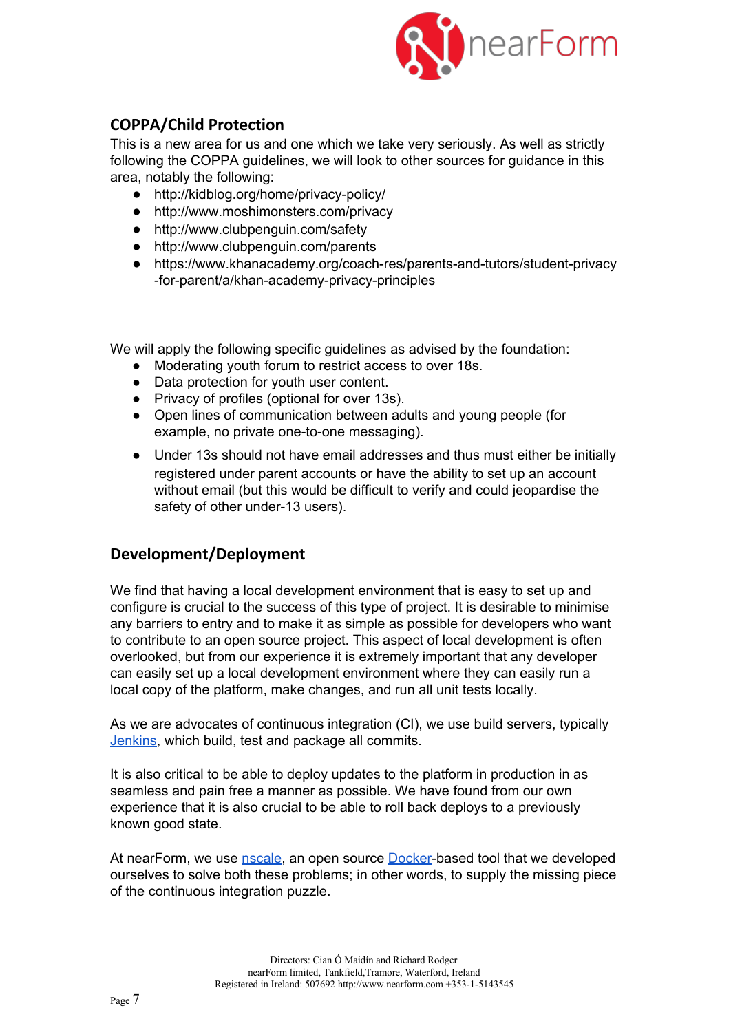## COPPA/Child Protection

This is a new area for us and one which we take very seriously. As well as strictly following the COPPA guidelines, we will look to other sources for guidance in this area, notably the following:

- http://kidblog.org/home/privacy-policy/
- http://www.moshimonsters.com/privacy
- http://www.clubpenguin.com/safety
- http://www.clubpenguin.com/parents
- https://www.khanacademy.org/coach-res/parents-and-tutors/student-privacy-for-parent/a/khan-academy-privacy-principles

We will apply the following specific guidelines as advised by the foundation:

- Moderating youth forum to restrict access to over 18s.
- Data protection for youth user content.
- Privacy of profiles (optional for over 13s).
- Open lines of communication between adults and young people (for example, no private one-to-one messaging).
- Under 13s should not have email addresses and thus must either be initially registered under parent accounts or have the ability to set up an account without email (but this would be difficult to verify and could jeopardise the safety of other under-13 users).

## Development/Deployment

We find that having a local development environment that is easy to set up and configure is crucial to the success of this type of project. It is desirable to minimise any barriers to entry and to make it as simple as possible for developers who want to contribute to an open source project. This aspect of local development is often overlooked, but from our experience it is extremely important that any developer can easily set up a local development environment where they can easily run a local copy of the platform, make changes, and run all unit tests locally.

As we are advocates of continuous integration (CI), we use build servers, typically Jenkins, which build, test and package all commits.

It is also critical to be able to deploy updates to the platform in production in as seamless and pain free a manner as possible. We have found from our own experience that it is also crucial to be able to roll back deploys to a previously known good state.

At nearForm, we use nscale, an open source Docker-based tool that we developed ourselves to solve both these problems; in other words, to supply the missing piece of the continuous integration puzzle.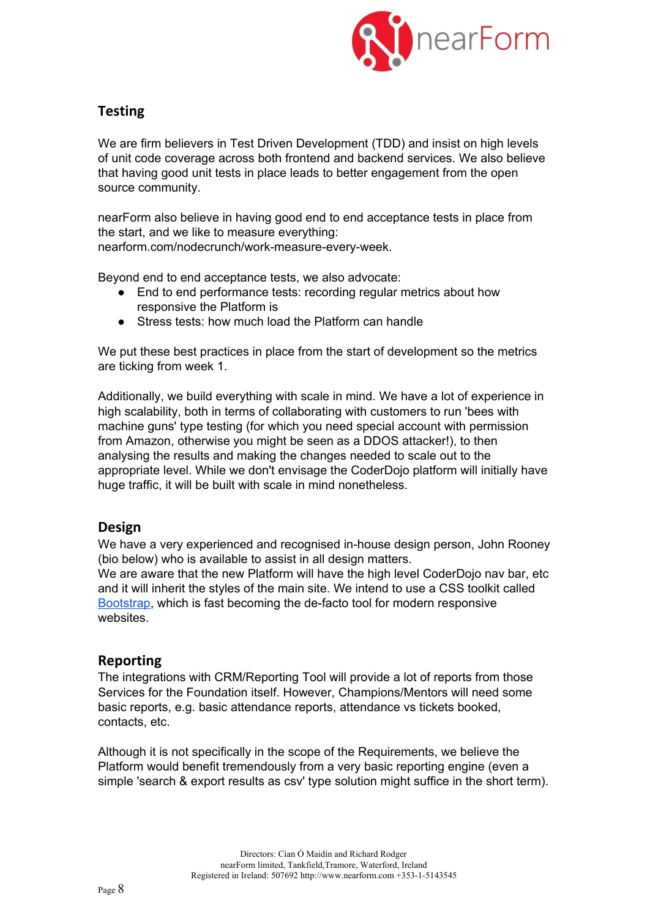## Testing

We are firm believers in Test Driven Development (TDD) and insist on high levels of unit code coverage across both frontend and backend services. We also believe that having good unit tests in place leads to better engagement from the open source community.

nearForm also believe in having good end to end acceptance tests in place from the start, and we like to measure everything: nearform.com/nodecrunch/work-measure-every-week.

Beyond end to end acceptance tests, we also advocate:

- End to end performance tests: recording regular metrics about how responsive the Platform is
- Stress tests: how much load the Platform can handle

We put these best practices in place from the start of development so the metrics are ticking from week 1.

Additionally, we build everything with scale in mind. We have a lot of experience in high scalability, both in terms of collaborating with customers to run 'bees with machine guns' type testing (for which you need special account with permission from Amazon, otherwise you might be seen as a DDOS attacker!), to then analysing the results and making the changes needed to scale out to the appropriate level. While we don't envisage the CoderDojo platform will initially have huge traffic, it will be built with scale in mind nonetheless.

## Design

We have a very experienced and recognised in-house design person, John Rooney (bio below) who is available to assist in all design matters.
We are aware that the new Platform will have the high level CoderDojo nav bar, etc and it will inherit the styles of the main site. We intend to use a CSS toolkit called Bootstrap, which is fast becoming the de-facto tool for modern responsive websites.

## Reporting

The integrations with CRM/Reporting Tool will provide a lot of reports from those Services for the Foundation itself. However, Champions/Mentors will need some basic reports, e.g. basic attendance reports, attendance vs tickets booked, contacts, etc.

Although it is not specifically in the scope of the Requirements, we believe the Platform would benefit tremendously from a very basic reporting engine (even a simple 'search & export results as csv' type solution might suffice in the short term).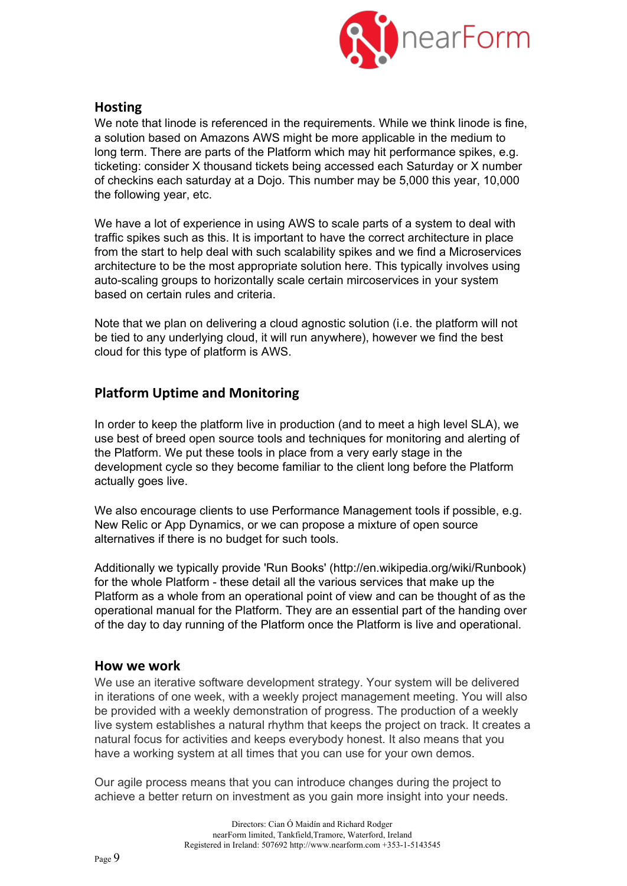## Hosting

We note that linode is referenced in the requirements. While we think linode is fine, a solution based on Amazons AWS might be more applicable in the medium to long term. There are parts of the Platform which may hit performance spikes, e.g. ticketing: consider X thousand tickets being accessed each Saturday or X number of checkins each saturday at a Dojo. This number may be 5,000 this year, 10,000 the following year, etc.

We have a lot of experience in using AWS to scale parts of a system to deal with traffic spikes such as this. It is important to have the correct architecture in place from the start to help deal with such scalability spikes and we find a Microservices architecture to be the most appropriate solution here. This typically involves using auto-scaling groups to horizontally scale certain mircoservices in your system based on certain rules and criteria.

Note that we plan on delivering a cloud agnostic solution (i.e. the platform will not be tied to any underlying cloud, it will run anywhere), however we find the best cloud for this type of platform is AWS.

## Platform Uptime and Monitoring

In order to keep the platform live in production (and to meet a high level SLA), we use best of breed open source tools and techniques for monitoring and alerting of the Platform. We put these tools in place from a very early stage in the development cycle so they become familiar to the client long before the Platform actually goes live.

We also encourage clients to use Performance Management tools if possible, e.g. New Relic or App Dynamics, or we can propose a mixture of open source alternatives if there is no budget for such tools.

Additionally we typically provide 'Run Books' (http://en.wikipedia.org/wiki/Runbook) for the whole Platform - these detail all the various services that make up the Platform as a whole from an operational point of view and can be thought of as the operational manual for the Platform. They are an essential part of the handing over of the day to day running of the Platform once the Platform is live and operational.

## How we work

We use an iterative software development strategy. Your system will be delivered in iterations of one week, with a weekly project management meeting. You will also be provided with a weekly demonstration of progress. The production of a weekly live system establishes a natural rhythm that keeps the project on track. It creates a natural focus for activities and keeps everybody honest. It also means that you have a working system at all times that you can use for your own demos.

Our agile process means that you can introduce changes during the project to achieve a better return on investment as you gain more insight into your needs.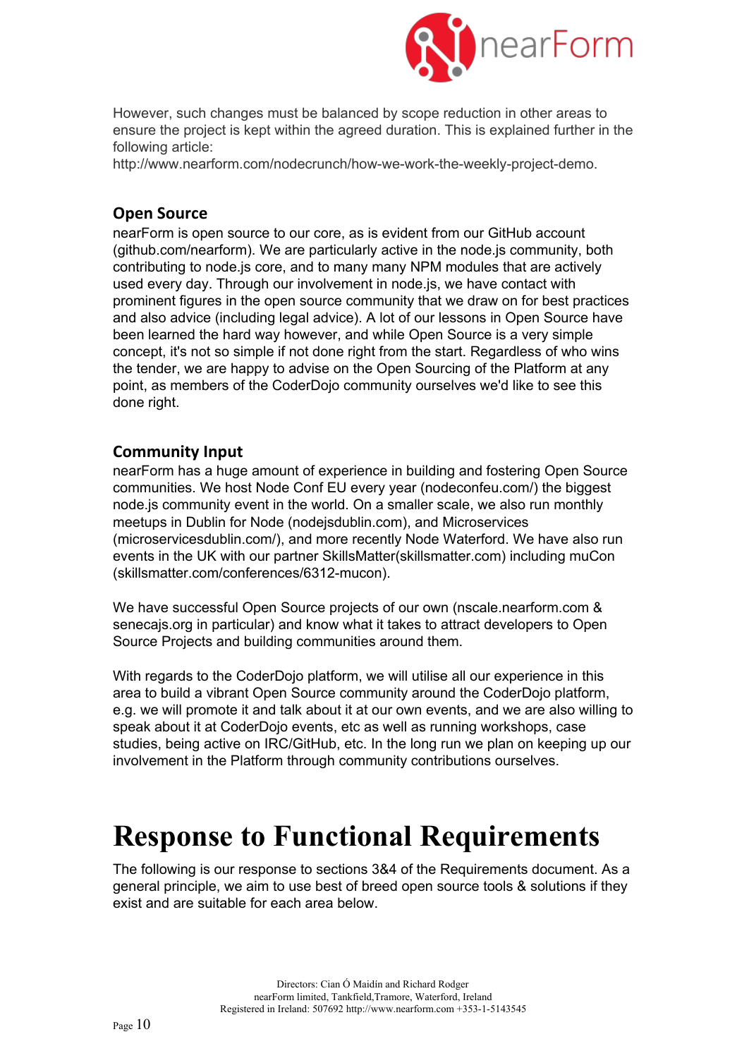However, such changes must be balanced by scope reduction in other areas to ensure the project is kept within the agreed duration. This is explained further in the following article:
http://www.nearform.com/nodecrunch/how-we-work-the-weekly-project-demo.

### Open Source

nearForm is open source to our core, as is evident from our GitHub account (github.com/nearform). We are particularly active in the node.js community, both contributing to node.js core, and to many many NPM modules that are actively used every day. Through our involvement in node.js, we have contact with prominent figures in the open source community that we draw on for best practices and also advice (including legal advice). A lot of our lessons in Open Source have been learned the hard way however, and while Open Source is a very simple concept, it's not so simple if not done right from the start. Regardless of who wins the tender, we are happy to advise on the Open Sourcing of the Platform at any point, as members of the CoderDojo community ourselves we'd like to see this done right.

### Community Input

nearForm has a huge amount of experience in building and fostering Open Source communities. We host Node Conf EU every year (nodeconfeu.com/) the biggest node.js community event in the world. On a smaller scale, we also run monthly meetups in Dublin for Node (nodejsdublin.com), and Microservices (microservicesdublin.com/), and more recently Node Waterford. We have also run events in the UK with our partner SkillsMatter(skillsmatter.com) including muCon (skillsmatter.com/conferences/6312-mucon).

We have successful Open Source projects of our own (nscale.nearform.com & senecajs.org in particular) and know what it takes to attract developers to Open Source Projects and building communities around them.

With regards to the CoderDojo platform, we will utilise all our experience in this area to build a vibrant Open Source community around the CoderDojo platform, e.g. we will promote it and talk about it at our own events, and we are also willing to speak about it at CoderDojo events, etc as well as running workshops, case studies, being active on IRC/GitHub, etc. In the long run we plan on keeping up our involvement in the Platform through community contributions ourselves.

# Response to Functional Requirements

The following is our response to sections 3&4 of the Requirements document. As a general principle, we aim to use best of breed open source tools & solutions if they exist and are suitable for each area below.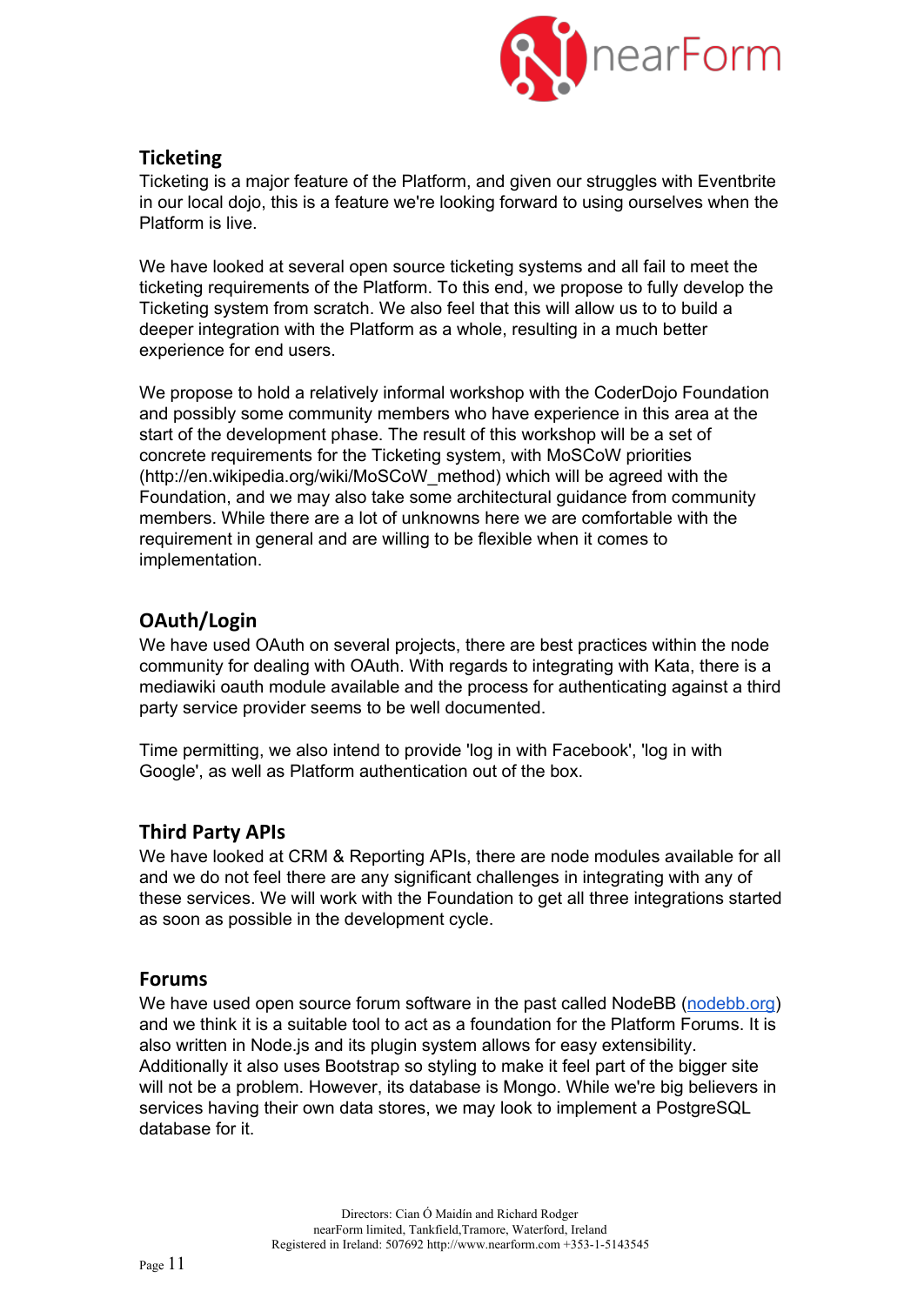## Ticketing

Ticketing is a major feature of the Platform, and given our struggles with Eventbrite in our local dojo, this is a feature we're looking forward to using ourselves when the Platform is live.

We have looked at several open source ticketing systems and all fail to meet the ticketing requirements of the Platform. To this end, we propose to fully develop the Ticketing system from scratch. We also feel that this will allow us to to build a deeper integration with the Platform as a whole, resulting in a much better experience for end users.

We propose to hold a relatively informal workshop with the CoderDojo Foundation and possibly some community members who have experience in this area at the start of the development phase. The result of this workshop will be a set of concrete requirements for the Ticketing system, with MoSCoW priorities (http://en.wikipedia.org/wiki/MoSCoW_method) which will be agreed with the Foundation, and we may also take some architectural guidance from community members. While there are a lot of unknowns here we are comfortable with the requirement in general and are willing to be flexible when it comes to implementation.

## OAuth/Login

We have used OAuth on several projects, there are best practices within the node community for dealing with OAuth. With regards to integrating with Kata, there is a mediawiki oauth module available and the process for authenticating against a third party service provider seems to be well documented.

Time permitting, we also intend to provide 'log in with Facebook', 'log in with Google', as well as Platform authentication out of the box.

## Third Party APIs

We have looked at CRM & Reporting APIs, there are node modules available for all and we do not feel there are any significant challenges in integrating with any of these services. We will work with the Foundation to get all three integrations started as soon as possible in the development cycle.

## Forums

We have used open source forum software in the past called NodeBB ([nodebb.org](http://nodebb.org)) and we think it is a suitable tool to act as a foundation for the Platform Forums. It is also written in Node.js and its plugin system allows for easy extensibility. Additionally it also uses Bootstrap so styling to make it feel part of the bigger site will not be a problem. However, its database is Mongo. While we're big believers in services having their own data stores, we may look to implement a PostgreSQL database for it.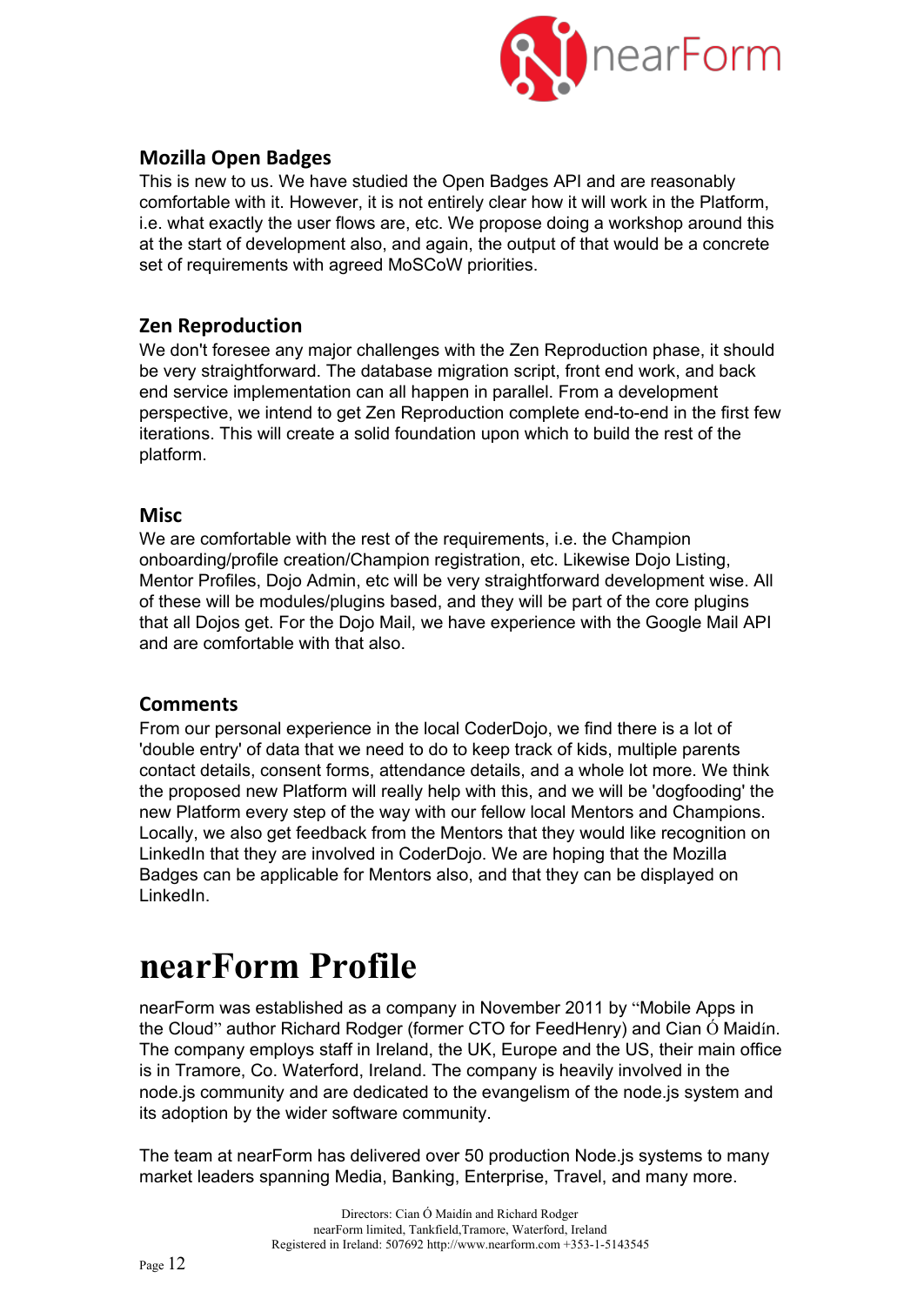### Mozilla Open Badges

This is new to us. We have studied the Open Badges API and are reasonably comfortable with it. However, it is not entirely clear how it will work in the Platform, i.e. what exactly the user flows are, etc. We propose doing a workshop around this at the start of development also, and again, the output of that would be a concrete set of requirements with agreed MoSCoW priorities.

### Zen Reproduction

We don't foresee any major challenges with the Zen Reproduction phase, it should be very straightforward. The database migration script, front end work, and back end service implementation can all happen in parallel. From a development perspective, we intend to get Zen Reproduction complete end-to-end in the first few iterations. This will create a solid foundation upon which to build the rest of the platform.

### Misc

We are comfortable with the rest of the requirements, i.e. the Champion onboarding/profile creation/Champion registration, etc. Likewise Dojo Listing, Mentor Profiles, Dojo Admin, etc will be very straightforward development wise. All of these will be modules/plugins based, and they will be part of the core plugins that all Dojos get. For the Dojo Mail, we have experience with the Google Mail API and are comfortable with that also.

### Comments

From our personal experience in the local CoderDojo, we find there is a lot of 'double entry' of data that we need to do to keep track of kids, multiple parents contact details, consent forms, attendance details, and a whole lot more. We think the proposed new Platform will really help with this, and we will be 'dogfooding' the new Platform every step of the way with our fellow local Mentors and Champions. Locally, we also get feedback from the Mentors that they would like recognition on LinkedIn that they are involved in CoderDojo. We are hoping that the Mozilla Badges can be applicable for Mentors also, and that they can be displayed on LinkedIn.

# nearForm Profile

nearForm was established as a company in November 2011 by "Mobile Apps in the Cloud" author Richard Rodger (former CTO for FeedHenry) and Cian Ó Maidín. The company employs staff in Ireland, the UK, Europe and the US, their main office is in Tramore, Co. Waterford, Ireland. The company is heavily involved in the node.js community and are dedicated to the evangelism of the node.js system and its adoption by the wider software community.

The team at nearForm has delivered over 50 production Node.js systems to many market leaders spanning Media, Banking, Enterprise, Travel, and many more.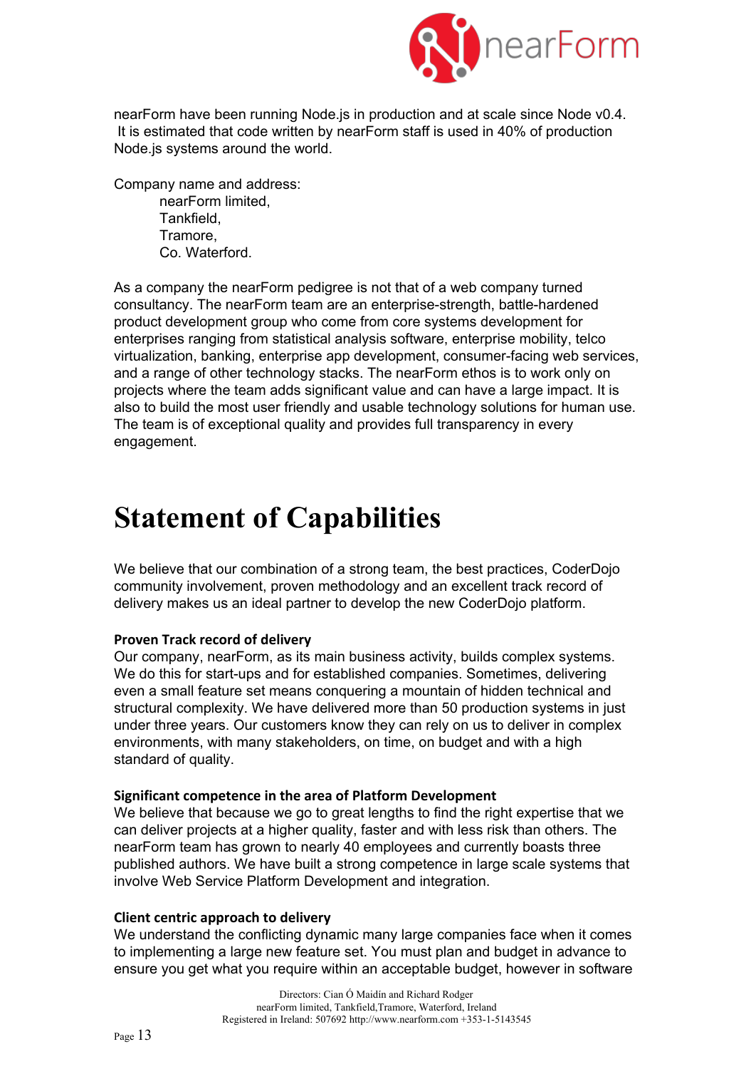nearForm have been running Node.js in production and at scale since Node v0.4. It is estimated that code written by nearForm staff is used in 40% of production Node.js systems around the world.

Company name and address:

nearForm limited,
Tankfield,
Tramore,
Co. Waterford.

As a company the nearForm pedigree is not that of a web company turned consultancy. The nearForm team are an enterprise-strength, battle-hardened product development group who come from core systems development for enterprises ranging from statistical analysis software, enterprise mobility, telco virtualization, banking, enterprise app development, consumer-facing web services, and a range of other technology stacks. The nearForm ethos is to work only on projects where the team adds significant value and can have a large impact. It is also to build the most user friendly and usable technology solutions for human use. The team is of exceptional quality and provides full transparency in every engagement.

# Statement of Capabilities

We believe that our combination of a strong team, the best practices, CoderDojo community involvement, proven methodology and an excellent track record of delivery makes us an ideal partner to develop the new CoderDojo platform.

**Proven Track record of delivery**

Our company, nearForm, as its main business activity, builds complex systems. We do this for start-ups and for established companies. Sometimes, delivering even a small feature set means conquering a mountain of hidden technical and structural complexity. We have delivered more than 50 production systems in just under three years. Our customers know they can rely on us to deliver in complex environments, with many stakeholders, on time, on budget and with a high standard of quality.

**Significant competence in the area of Platform Development**

We believe that because we go to great lengths to find the right expertise that we can deliver projects at a higher quality, faster and with less risk than others. The nearForm team has grown to nearly 40 employees and currently boasts three published authors. We have built a strong competence in large scale systems that involve Web Service Platform Development and integration.

**Client centric approach to delivery**

We understand the conflicting dynamic many large companies face when it comes to implementing a large new feature set. You must plan and budget in advance to ensure you get what you require within an acceptable budget, however in software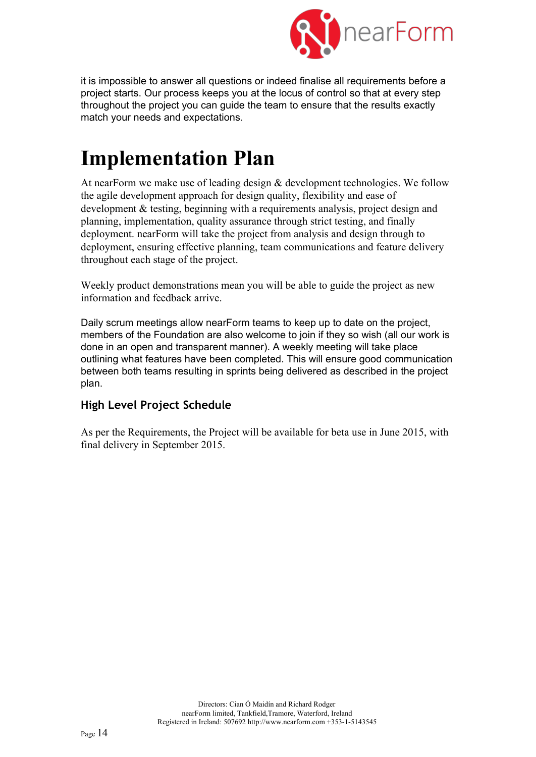it is impossible to answer all questions or indeed finalise all requirements before a project starts. Our process keeps you at the locus of control so that at every step throughout the project you can guide the team to ensure that the results exactly match your needs and expectations.

# Implementation Plan

At nearForm we make use of leading design & development technologies. We follow the agile development approach for design quality, flexibility and ease of development & testing, beginning with a requirements analysis, project design and planning, implementation, quality assurance through strict testing, and finally deployment. nearForm will take the project from analysis and design through to deployment, ensuring effective planning, team communications and feature delivery throughout each stage of the project.

Weekly product demonstrations mean you will be able to guide the project as new information and feedback arrive.

Daily scrum meetings allow nearForm teams to keep up to date on the project, members of the Foundation are also welcome to join if they so wish (all our work is done in an open and transparent manner). A weekly meeting will take place outlining what features have been completed. This will ensure good communication between both teams resulting in sprints being delivered as described in the project plan.

### High Level Project Schedule

As per the Requirements, the Project will be available for beta use in June 2015, with final delivery in September 2015.